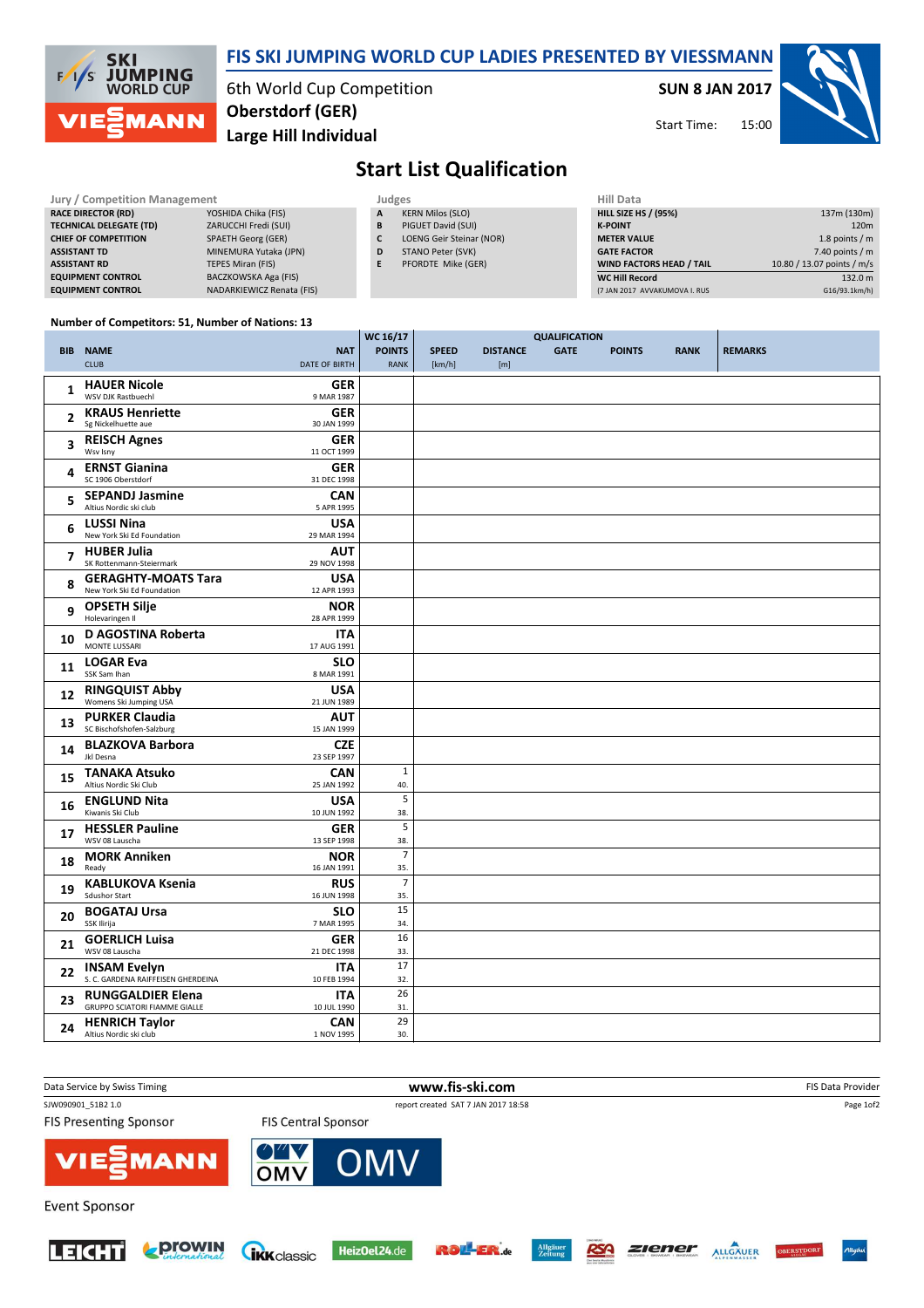# FIS SKI JUMPING WORLD CUP LADIES PRESENTED BY VIESSMANN

6th World Cup Competition
**Oberstdorf (GER)**
**Large Hill Individual**

**SUN 8 JAN 2017**
Start Time: 15:00

## Start List Qualification

| Jury / Competition Management | |
|---|---|
| RACE DIRECTOR (RD) | YOSHIDA Chika (FIS) |
| TECHNICAL DELEGATE (TD) | ZARUCCHI Fredi (SUI) |
| CHIEF OF COMPETITION | SPAETH Georg (GER) |
| ASSISTANT TD | MINEMURA Yutaka (JPN) |
| ASSISTANT RD | TEPES Miran (FIS) |
| EQUIPMENT CONTROL | BACZKOWSKA Aga (FIS) |
| EQUIPMENT CONTROL | NADARKIEWICZ Renata (FIS) |

| Judges | |
|---|---|
| A | KERN Milos (SLO) |
| B | PIGUET David (SUI) |
| C | LOENG Geir Steinar (NOR) |
| D | STANO Peter (SVK) |
| E | PFORDTE Mike (GER) |

| Hill Data | |
|---|---|
| HILL SIZE HS / (95%) | 137m (130m) |
| K-POINT | 120m |
| METER VALUE | 1.8 points / m |
| GATE FACTOR | 7.40 points / m |
| WIND FACTORS HEAD / TAIL | 10.80 / 13.07 points / m/s |
| WC Hill Record | 132.0 m |
| (7 JAN 2017 AVVAKUMOVA I. RUS | G16/93.1km/h) |

**Number of Competitors: 51, Number of Nations: 13**

| BIB | NAME / CLUB | NAT / DATE OF BIRTH | WC 16/17 POINTS / RANK | SPEED [km/h] | DISTANCE [m] | GATE | POINTS | RANK | REMARKS |
|---|---|---|---|---|---|---|---|---|---|
| 1 | HAUER Nicole<br>WSV DJK Rastbuechl | GER<br>9 MAR 1987 | | | | | | | |
| 2 | KRAUS Henriette<br>Sg Nickelhuette aue | GER<br>30 JAN 1999 | | | | | | | |
| 3 | REISCH Agnes<br>Wsv Isny | GER<br>11 OCT 1999 | | | | | | | |
| 4 | ERNST Gianina<br>SC 1906 Oberstdorf | GER<br>31 DEC 1998 | | | | | | | |
| 5 | SEPANDJ Jasmine<br>Altius Nordic ski club | CAN<br>5 APR 1995 | | | | | | | |
| 6 | LUSSI Nina<br>New York Ski Ed Foundation | USA<br>29 MAR 1994 | | | | | | | |
| 7 | HUBER Julia<br>SK Rottenmann-Steiermark | AUT<br>29 NOV 1998 | | | | | | | |
| 8 | GERAGHTY-MOATS Tara<br>New York Ski Ed Foundation | USA<br>12 APR 1993 | | | | | | | |
| 9 | OPSETH Silje<br>Holevaringen Il | NOR<br>28 APR 1999 | | | | | | | |
| 10 | D AGOSTINA Roberta<br>MONTE LUSSARI | ITA<br>17 AUG 1991 | | | | | | | |
| 11 | LOGAR Eva<br>SSK Sam Ihan | SLO<br>8 MAR 1991 | | | | | | | |
| 12 | RINGQUIST Abby<br>Womens Ski Jumping USA | USA<br>21 JUN 1989 | | | | | | | |
| 13 | PURKER Claudia<br>SC Bischofshofen-Salzburg | AUT<br>15 JAN 1999 | | | | | | | |
| 14 | BLAZKOVA Barbora<br>Jkl Desna | CZE<br>23 SEP 1997 | | | | | | | |
| 15 | TANAKA Atsuko<br>Altius Nordic Ski Club | CAN<br>25 JAN 1992 | 1<br>40. | | | | | | |
| 16 | ENGLUND Nita<br>Kiwanis Ski Club | USA<br>10 JUN 1992 | 5<br>38. | | | | | | |
| 17 | HESSLER Pauline<br>WSV 08 Lauscha | GER<br>13 SEP 1998 | 5<br>38. | | | | | | |
| 18 | MORK Anniken<br>Ready | NOR<br>16 JAN 1991 | 7<br>35. | | | | | | |
| 19 | KABLUKOVA Ksenia<br>Sdushor Start | RUS<br>16 JUN 1998 | 7<br>35. | | | | | | |
| 20 | BOGATAJ Ursa<br>SSK Ilirija | SLO<br>7 MAR 1995 | 15<br>34. | | | | | | |
| 21 | GOERLICH Luisa<br>WSV 08 Lauscha | GER<br>21 DEC 1998 | 16<br>33. | | | | | | |
| 22 | INSAM Evelyn<br>S. C. GARDENA RAIFFEISEN GHERDEINA | ITA<br>10 FEB 1994 | 17<br>32. | | | | | | |
| 23 | RUNGGALDIER Elena<br>GRUPPO SCIATORI FIAMME GIALLE | ITA<br>10 JUL 1990 | 26<br>31. | | | | | | |
| 24 | HENRICH Taylor<br>Altius Nordic ski club | CAN<br>1 NOV 1995 | 29<br>30. | | | | | | |

Data Service by Swiss Timing — www.fis-ski.com — FIS Data Provider

SJW090901_51B2 1.0 — report created SAT 7 JAN 2017 18:58

FIS Presenting Sponsor: VIESSMANN — FIS Central Sponsor: OMV

Event Sponsor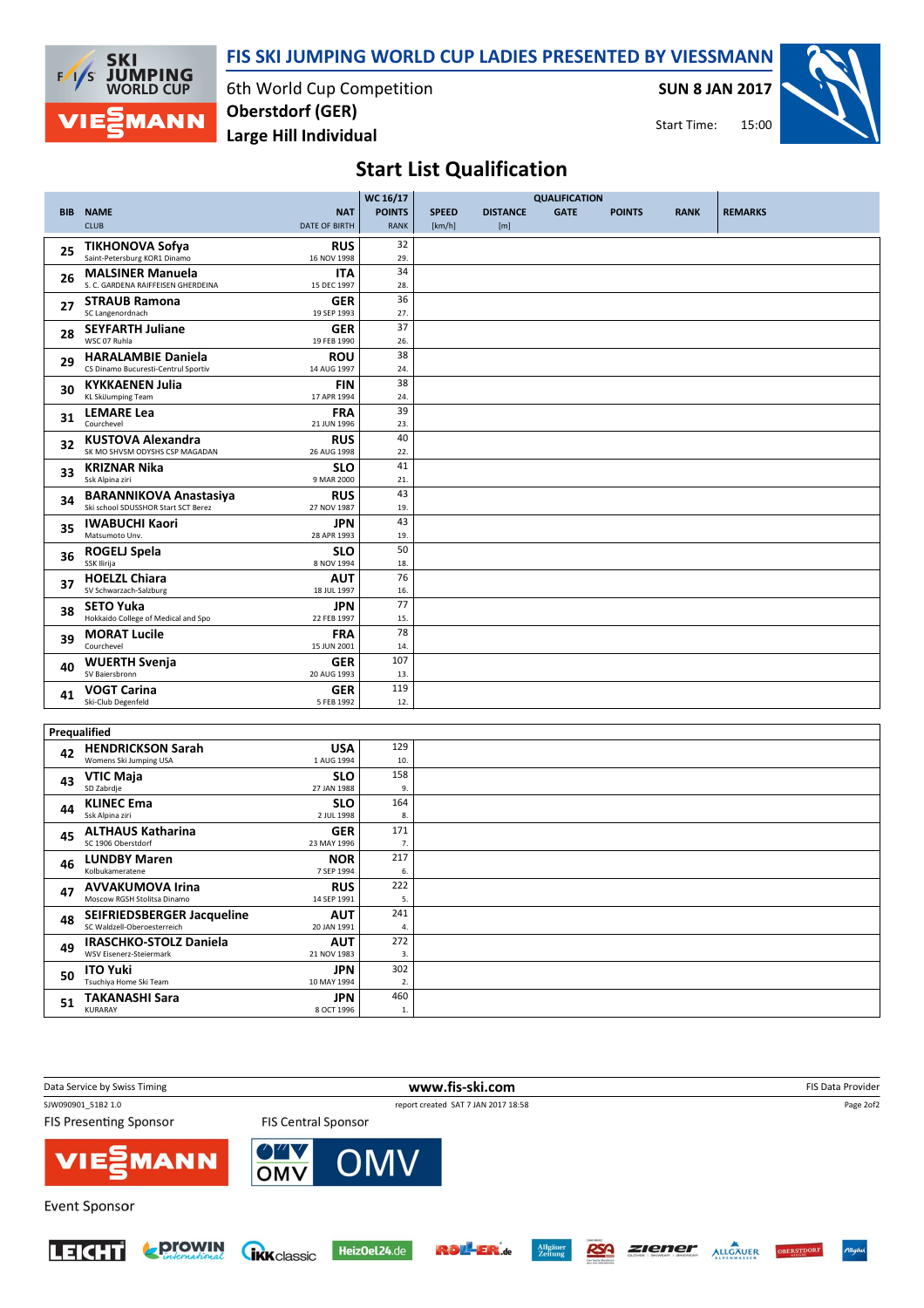# FIS SKI JUMPING WORLD CUP LADIES PRESENTED BY VIESSMANN

6th World Cup Competition
**Oberstdorf (GER)**
**Large Hill Individual**

**SUN 8 JAN 2017**
Start Time: 15:00

## Start List Qualification

| BIB | NAME / CLUB | NAT / DATE OF BIRTH | WC 16/17 POINTS / RANK | QUALIFICATION SPEED [km/h] | DISTANCE [m] | GATE | POINTS | RANK | REMARKS |
|---|---|---|---|---|---|---|---|---|---|
| 25 | **TIKHONOVA Sofya** Saint-Petersburg KOR1 Dinamo | **RUS** 16 NOV 1998 | 32 29. | | | | | | |
| 26 | **MALSINER Manuela** S. C. GARDENA RAIFFEISEN GHERDEINA | **ITA** 15 DEC 1997 | 34 28. | | | | | | |
| 27 | **STRAUB Ramona** SC Langenordnach | **GER** 19 SEP 1993 | 36 27. | | | | | | |
| 28 | **SEYFARTH Juliane** WSC 07 Ruhla | **GER** 19 FEB 1990 | 37 26. | | | | | | |
| 29 | **HARALAMBIE Daniela** CS Dinamo Bucuresti-Centrul Sportiv | **ROU** 14 AUG 1997 | 38 24. | | | | | | |
| 30 | **KYKKAENEN Julia** KL SkiJumping Team | **FIN** 17 APR 1994 | 38 24. | | | | | | |
| 31 | **LEMARE Lea** Courchevel | **FRA** 21 JUN 1996 | 39 23. | | | | | | |
| 32 | **KUSTOVA Alexandra** SK MO SHVSM ODYSHS CSP MAGADAN | **RUS** 26 AUG 1998 | 40 22. | | | | | | |
| 33 | **KRIZNAR Nika** Ssk Alpina ziri | **SLO** 9 MAR 2000 | 41 21. | | | | | | |
| 34 | **BARANNIKOVA Anastasiya** Ski school SDUSSHOR Start SCT Berez | **RUS** 27 NOV 1987 | 43 19. | | | | | | |
| 35 | **IWABUCHI Kaori** Matsumoto Unv. | **JPN** 28 APR 1993 | 43 19. | | | | | | |
| 36 | **ROGELJ Spela** SSK Ilirija | **SLO** 8 NOV 1994 | 50 18. | | | | | | |
| 37 | **HOELZL Chiara** SV Schwarzach-Salzburg | **AUT** 18 JUL 1997 | 76 16. | | | | | | |
| 38 | **SETO Yuka** Hokkaido College of Medical and Spo | **JPN** 22 FEB 1997 | 77 15. | | | | | | |
| 39 | **MORAT Lucile** Courchevel | **FRA** 15 JUN 2001 | 78 14. | | | | | | |
| 40 | **WUERTH Svenja** SV Baiersbronn | **GER** 20 AUG 1993 | 107 13. | | | | | | |
| 41 | **VOGT Carina** Ski-Club Degenfeld | **GER** 5 FEB 1992 | 119 12. | | | | | | |

**Prequalified**

| BIB | NAME / CLUB | NAT / DATE OF BIRTH | WC 16/17 POINTS / RANK | |
|---|---|---|---|---|
| 42 | **HENDRICKSON Sarah** Womens Ski Jumping USA | **USA** 1 AUG 1994 | 129 10. | |
| 43 | **VTIC Maja** SD Zabrdje | **SLO** 27 JAN 1988 | 158 9. | |
| 44 | **KLINEC Ema** Ssk Alpina ziri | **SLO** 2 JUL 1998 | 164 8. | |
| 45 | **ALTHAUS Katharina** SC 1906 Oberstdorf | **GER** 23 MAY 1996 | 171 7. | |
| 46 | **LUNDBY Maren** Kolbukameratene | **NOR** 7 SEP 1994 | 217 6. | |
| 47 | **AVVAKUMOVA Irina** Moscow RGSH Stolitsa Dinamo | **RUS** 14 SEP 1991 | 222 5. | |
| 48 | **SEIFRIEDSBERGER Jacqueline** SC Waldzell-Oberoesterreich | **AUT** 20 JAN 1991 | 241 4. | |
| 49 | **IRASCHKO-STOLZ Daniela** WSV Eisenerz-Steiermark | **AUT** 21 NOV 1983 | 272 3. | |
| 50 | **ITO Yuki** Tsuchiya Home Ski Team | **JPN** 10 MAY 1994 | 302 2. | |
| 51 | **TAKANASHI Sara** KURARAY | **JPN** 8 OCT 1996 | 460 1. | |

Data Service by Swiss Timing — **www.fis-ski.com** — FIS Data Provider

SJW090901_51B2 1.0 — report created SAT 7 JAN 2017 18:58

FIS Presenting Sponsor: VIESSMANN — FIS Central Sponsor: OMV

Event Sponsor